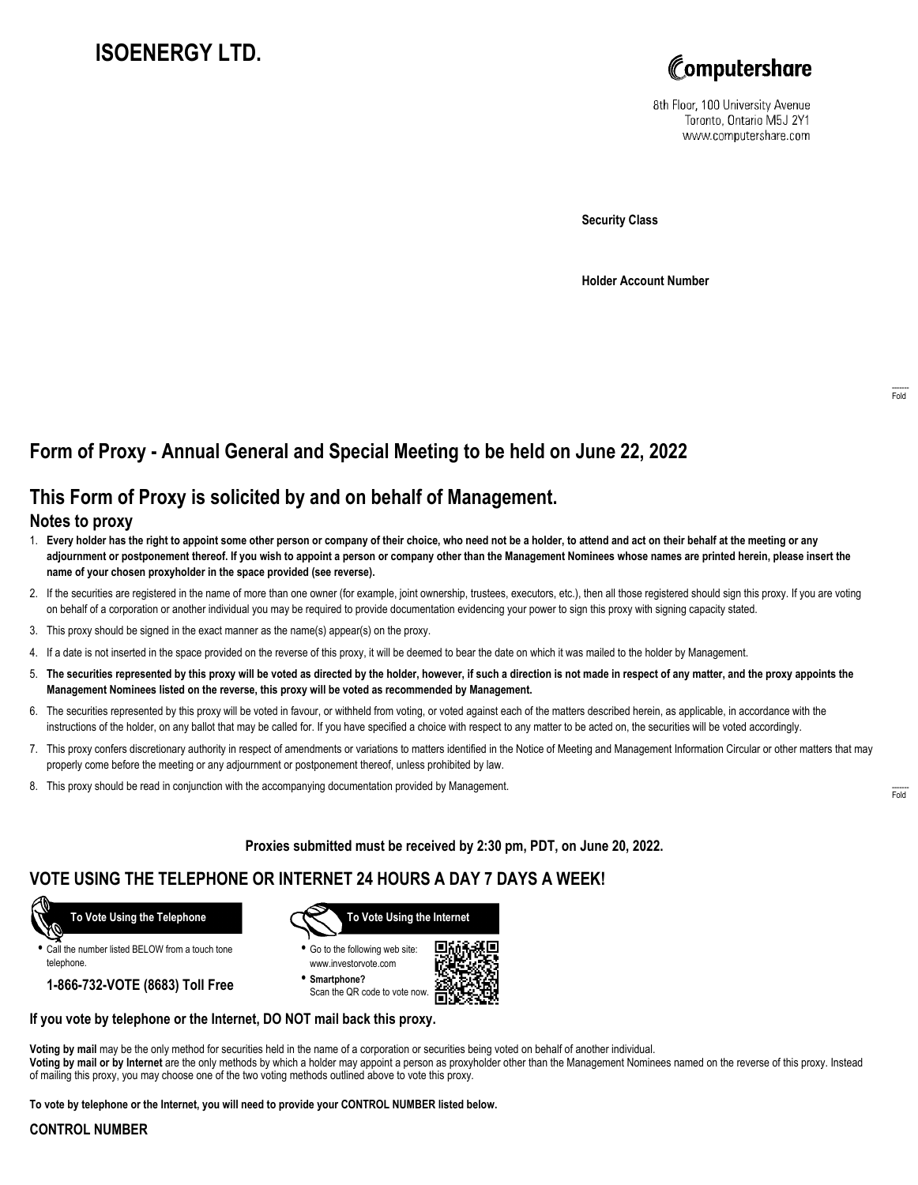# ISOENERGY LTD.

Computershare

8th Floor, 100 University Avenue
Toronto, Ontario M5J 2Y1
www.computershare.com

**Security Class**

**Holder Account Number**

## Form of Proxy - Annual General and Special Meeting to be held on June 22, 2022

## This Form of Proxy is solicited by and on behalf of Management.

### Notes to proxy

1. **Every holder has the right to appoint some other person or company of their choice, who need not be a holder, to attend and act on their behalf at the meeting or any adjournment or postponement thereof. If you wish to appoint a person or company other than the Management Nominees whose names are printed herein, please insert the name of your chosen proxyholder in the space provided (see reverse).**
2. If the securities are registered in the name of more than one owner (for example, joint ownership, trustees, executors, etc.), then all those registered should sign this proxy. If you are voting on behalf of a corporation or another individual you may be required to provide documentation evidencing your power to sign this proxy with signing capacity stated.
3. This proxy should be signed in the exact manner as the name(s) appear(s) on the proxy.
4. If a date is not inserted in the space provided on the reverse of this proxy, it will be deemed to bear the date on which it was mailed to the holder by Management.
5. **The securities represented by this proxy will be voted as directed by the holder, however, if such a direction is not made in respect of any matter, and the proxy appoints the Management Nominees listed on the reverse, this proxy will be voted as recommended by Management.**
6. The securities represented by this proxy will be voted in favour, or withheld from voting, or voted against each of the matters described herein, as applicable, in accordance with the instructions of the holder, on any ballot that may be called for. If you have specified a choice with respect to any matter to be acted on, the securities will be voted accordingly.
7. This proxy confers discretionary authority in respect of amendments or variations to matters identified in the Notice of Meeting and Management Information Circular or other matters that may properly come before the meeting or any adjournment or postponement thereof, unless prohibited by law.
8. This proxy should be read in conjunction with the accompanying documentation provided by Management.

**Proxies submitted must be received by 2:30 pm, PDT, on June 20, 2022.**

## VOTE USING THE TELEPHONE OR INTERNET 24 HOURS A DAY 7 DAYS A WEEK!

**To Vote Using the Telephone**

- Call the number listed BELOW from a touch tone telephone.

**1-866-732-VOTE (8683) Toll Free**

**To Vote Using the Internet**

- Go to the following web site: www.investorvote.com
- **Smartphone?** Scan the QR code to vote now.

**If you vote by telephone or the Internet, DO NOT mail back this proxy.**

**Voting by mail** may be the only method for securities held in the name of a corporation or securities being voted on behalf of another individual.
**Voting by mail or by Internet** are the only methods by which a holder may appoint a person as proxyholder other than the Management Nominees named on the reverse of this proxy. Instead of mailing this proxy, you may choose one of the two voting methods outlined above to vote this proxy.

**To vote by telephone or the Internet, you will need to provide your CONTROL NUMBER listed below.**

**CONTROL NUMBER**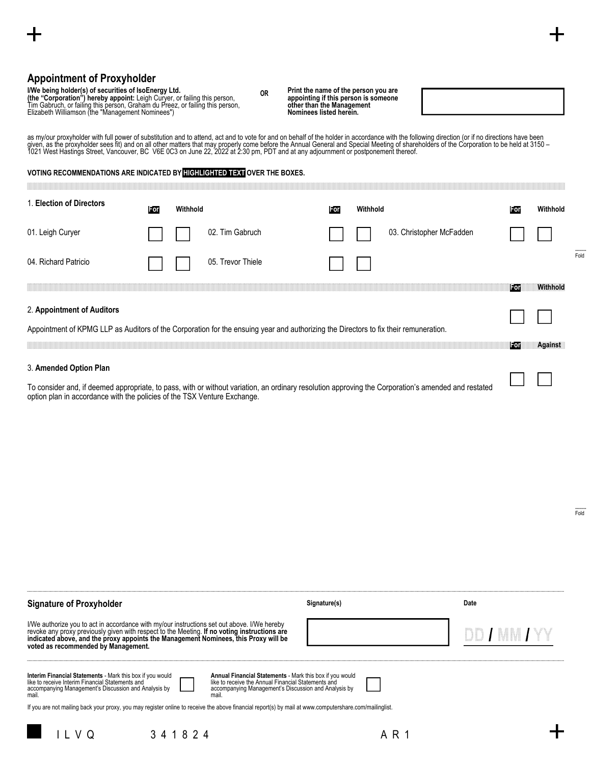## Appointment of Proxyholder

**I/We being holder(s) of securities of IsoEnergy Ltd. (the "Corporation") hereby appoint:** Leigh Curyer, or failing this person, Tim Gabruch, or failing this person, Graham du Preez, or failing this person, Elizabeth Williamson (the "Management Nominees")

OR

**Print the name of the person you are appointing if this person is someone other than the Management Nominees listed herein.**

as my/our proxyholder with full power of substitution and to attend, act and to vote for and on behalf of the holder in accordance with the following direction (or if no directions have been given, as the proxyholder sees fit) and on all other matters that may properly come before the Annual General and Special Meeting of shareholders of the Corporation to be held at 3150 – 1021 West Hastings Street, Vancouver, BC V6E 0C3 on June 22, 2022 at 2:30 pm, PDT and at any adjournment or postponement thereof.

**VOTING RECOMMENDATIONS ARE INDICATED BY HIGHLIGHTED TEXT OVER THE BOXES.**

### 1. Election of Directors

| | For | Withhold | | For | Withhold | | For | Withhold |
|---|---|---|---|---|---|---|---|---|
| 01. Leigh Curyer | ☐ | ☐ | 02. Tim Gabruch | ☐ | ☐ | 03. Christopher McFadden | ☐ | ☐ |
| 04. Richard Patricio | ☐ | ☐ | 05. Trevor Thiele | ☐ | ☐ | | | |

### 2. Appointment of Auditors

| | For | Withhold |
|---|---|---|
| Appointment of KPMG LLP as Auditors of the Corporation for the ensuing year and authorizing the Directors to fix their remuneration. | ☐ | ☐ |

### 3. Amended Option Plan

| | For | Against |
|---|---|---|
| To consider and, if deemed appropriate, to pass, with or without variation, an ordinary resolution approving the Corporation's amended and restated option plan in accordance with the policies of the TSX Venture Exchange. | ☐ | ☐ |

## Signature of Proxyholder

I/We authorize you to act in accordance with my/our instructions set out above. I/We hereby revoke any proxy previously given with respect to the Meeting. **If no voting instructions are indicated above, and the proxy appoints the Management Nominees, this Proxy will be voted as recommended by Management.**

**Signature(s)**

**Date**

DD / MM / YY

**Interim Financial Statements** - Mark this box if you would like to receive Interim Financial Statements and accompanying Management's Discussion and Analysis by mail. ☐

**Annual Financial Statements** - Mark this box if you would like to receive the Annual Financial Statements and accompanying Management's Discussion and Analysis by mail. ☐

If you are not mailing back your proxy, you may register online to receive the above financial report(s) by mail at www.computershare.com/mailinglist.

I L V Q 3 4 1 8 2 4 A R 1